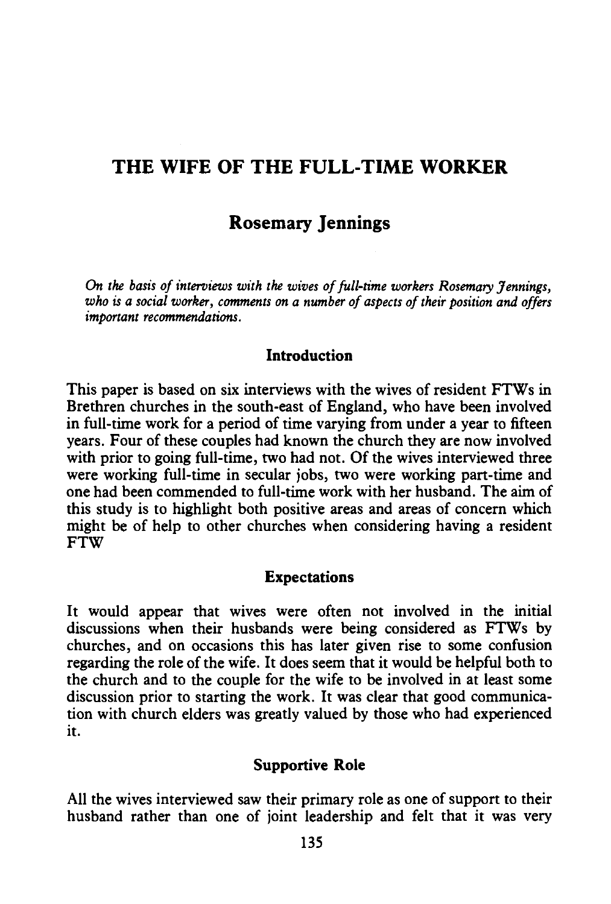# THE WIFE OF THE FULL-TIME WORKER

## Rosemary Jennings

*On the basis of interviews with the wives of full-time workers Rosemary Jennings, who is a social worker, comments on a number of aspects of their position and offers important recommendations.*

### Introduction

This paper is based on six interviews with the wives of resident FTWs in Brethren churches in the south-east of England, who have been involved in full-time work for a period of time varying from under a year to fifteen years. Four of these couples had known the church they are now involved with prior to going full-time, two had not. Of the wives interviewed three were working full-time in secular jobs, two were working part-time and one had been commended to full-time work with her husband. The aim of this study is to highlight both positive areas and areas of concern which might be of help to other churches when considering having a resident FTW

### Expectations

It would appear that wives were often not involved in the initial discussions when their husbands were being considered as FTWs by churches, and on occasions this has later given rise to some confusion regarding the role of the wife. It does seem that it would be helpful both to the church and to the couple for the wife to be involved in at least some discussion prior to starting the work. It was clear that good communication with church elders was greatly valued by those who had experienced it.

### Supportive Role

All the wives interviewed saw their primary role as one of support to their husband rather than one of joint leadership and felt that it was very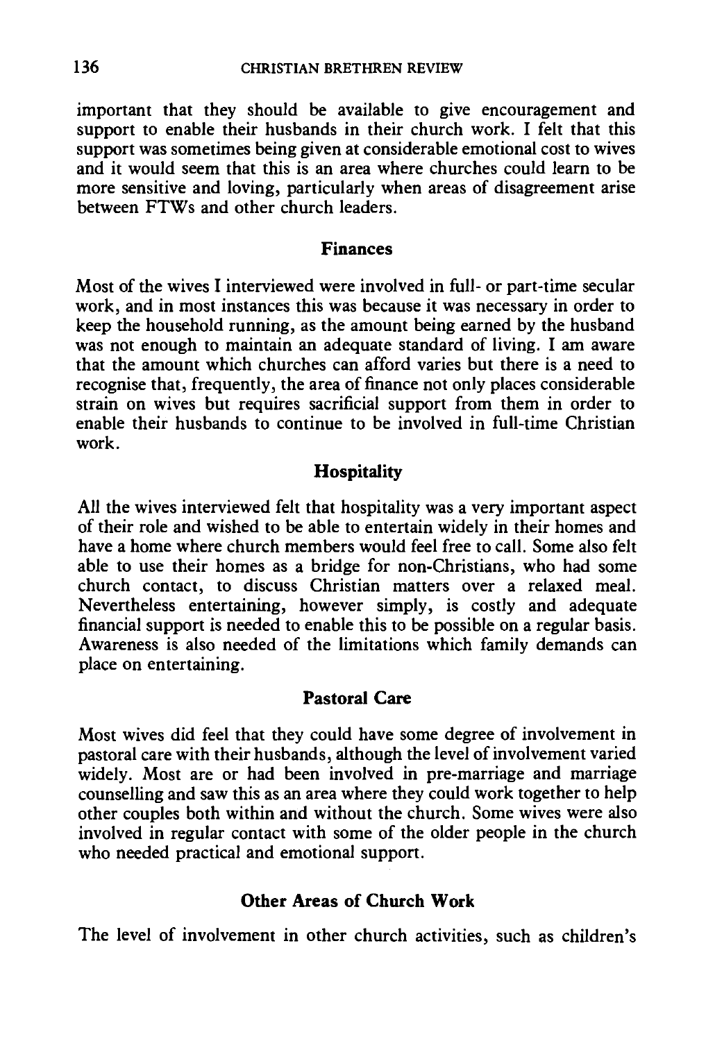important that they should be available to give encouragement and support to enable their husbands in their church work. I felt that this support was sometimes being given at considerable emotional cost to wives and it would seem that this is an area where churches could learn to be more sensitive and loving, particularly when areas of disagreement arise between FTWs and other church leaders.

### Finances

Most of the wives I interviewed were involved in full- or part-time secular work, and in most instances this was because it was necessary in order to keep the household running, as the amount being earned by the husband was not enough to maintain an adequate standard of living. I am aware that the amount which churches can afford varies but there is a need to recognise that, frequently, the area of finance not only places considerable strain on wives but requires sacrificial support from them in order to enable their husbands to continue to be involved in full-time Christian work.

### Hospitality

All the wives interviewed felt that hospitality was a very important aspect of their role and wished to be able to entertain widely in their homes and have a home where church members would feel free to call. Some also felt able to use their homes as a bridge for non-Christians, who had some church contact, to discuss Christian matters over a relaxed meal. Nevertheless entertaining, however simply, is costly and adequate financial support is needed to enable this to be possible on a regular basis. Awareness is also needed of the limitations which family demands can place on entertaining.

### Pastoral Care

Most wives did feel that they could have some degree of involvement in pastoral care with their husbands, although the level of involvement varied widely. Most are or had been involved in pre-marriage and marriage counselling and saw this as an area where they could work together to help other couples both within and without the church. Some wives were also involved in regular contact with some of the older people in the church who needed practical and emotional support.

### Other Areas of Church Work

The level of involvement in other church activities, such as children's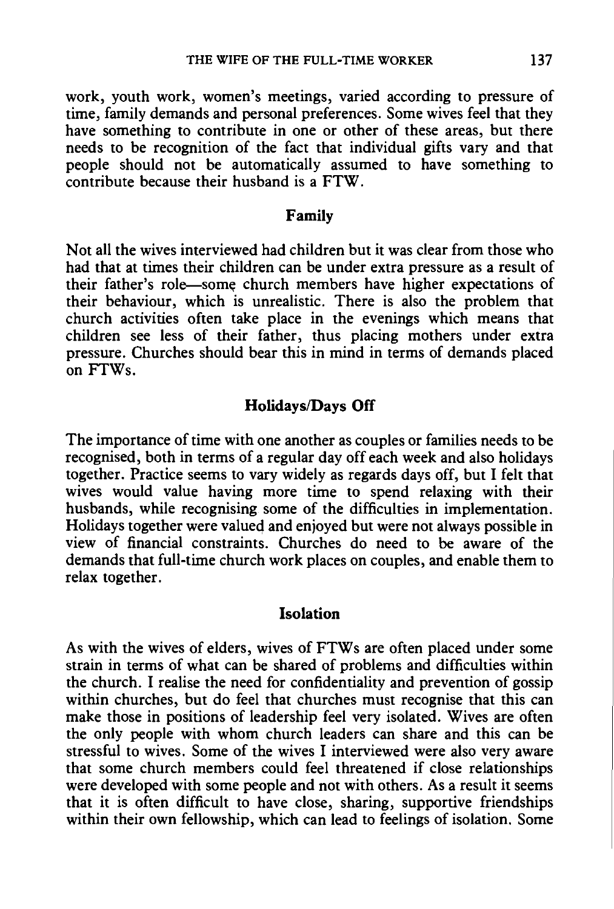work, youth work, women's meetings, varied according to pressure of time, family demands and personal preferences. Some wives feel that they have something to contribute in one or other of these areas, but there needs to be recognition of the fact that individual gifts vary and that people should not be automatically assumed to have something to contribute because their husband is a FTW.

### Family

Not all the wives interviewed had children but it was clear from those who had that at times their children can be under extra pressure as a result of their father's role—some church members have higher expectations of their behaviour, which is unrealistic. There is also the problem that church activities often take place in the evenings which means that children see less of their father, thus placing mothers under extra pressure. Churches should bear this in mind in terms of demands placed on FTWs.

### Holidays/Days Off

The importance of time with one another as couples or families needs to be recognised, both in terms of a regular day off each week and also holidays together. Practice seems to vary widely as regards days off, but I felt that wives would value having more time to spend relaxing with their husbands, while recognising some of the difficulties in implementation. Holidays together were valued and enjoyed but were not always possible in view of financial constraints. Churches do need to be aware of the demands that full-time church work places on couples, and enable them to relax together.

### Isolation

As with the wives of elders, wives of FTWs are often placed under some strain in terms of what can be shared of problems and difficulties within the church. I realise the need for confidentiality and prevention of gossip within churches, but do feel that churches must recognise that this can make those in positions of leadership feel very isolated. Wives are often the only people with whom church leaders can share and this can be stressful to wives. Some of the wives I interviewed were also very aware that some church members could feel threatened if close relationships were developed with some people and not with others. As a result it seems that it is often difficult to have close, sharing, supportive friendships within their own fellowship, which can lead to feelings of isolation. Some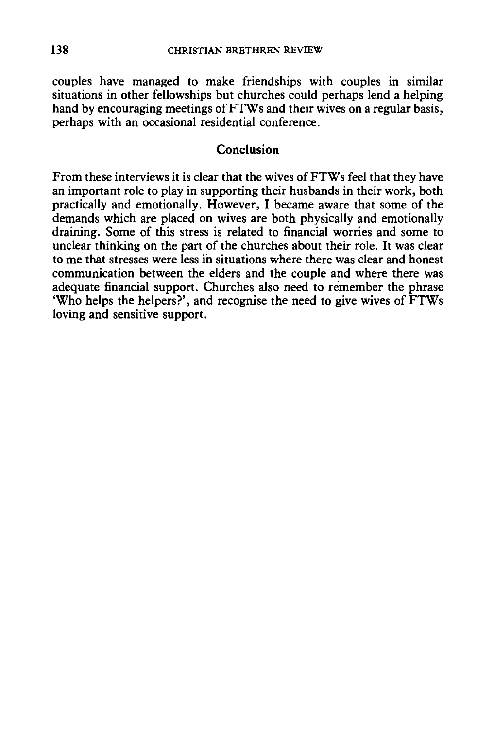couples have managed to make friendships with couples in similar situations in other fellowships but churches could perhaps lend a helping hand by encouraging meetings of FTWs and their wives on a regular basis, perhaps with an occasional residential conference.

## Conclusion

From these interviews it is clear that the wives of FTWs feel that they have an important role to play in supporting their husbands in their work, both practically and emotionally. However, I became aware that some of the demands which are placed on wives are both physically and emotionally draining. Some of this stress is related to financial worries and some to unclear thinking on the part of the churches about their role. It was clear to me that stresses were less in situations where there was clear and honest communication between the elders and the couple and where there was adequate financial support. Churches also need to remember the phrase 'Who helps the helpers?', and recognise the need to give wives of FTWs loving and sensitive support.